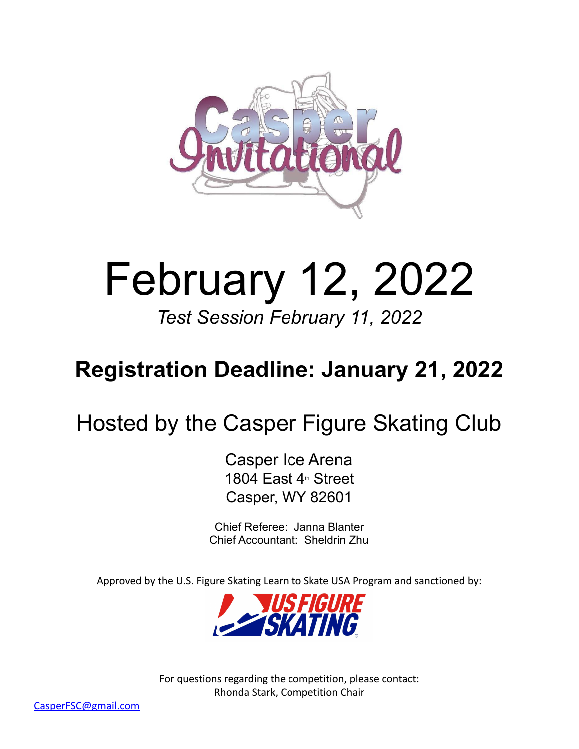# Casper Invitational

# February 12, 2022

*Test Session February 11, 2022*

## Registration Deadline: January 21, 2022

## Hosted by the Casper Figure Skating Club

Casper Ice Arena
1804 East 4th Street
Casper, WY 82601

Chief Referee: Janna Blanter
Chief Accountant: Sheldrin Zhu

Approved by the U.S. Figure Skating Learn to Skate USA Program and sanctioned by:

US FIGURE SKATING

For questions regarding the competition, please contact:
Rhonda Stark, Competition Chair

CasperFSC@gmail.com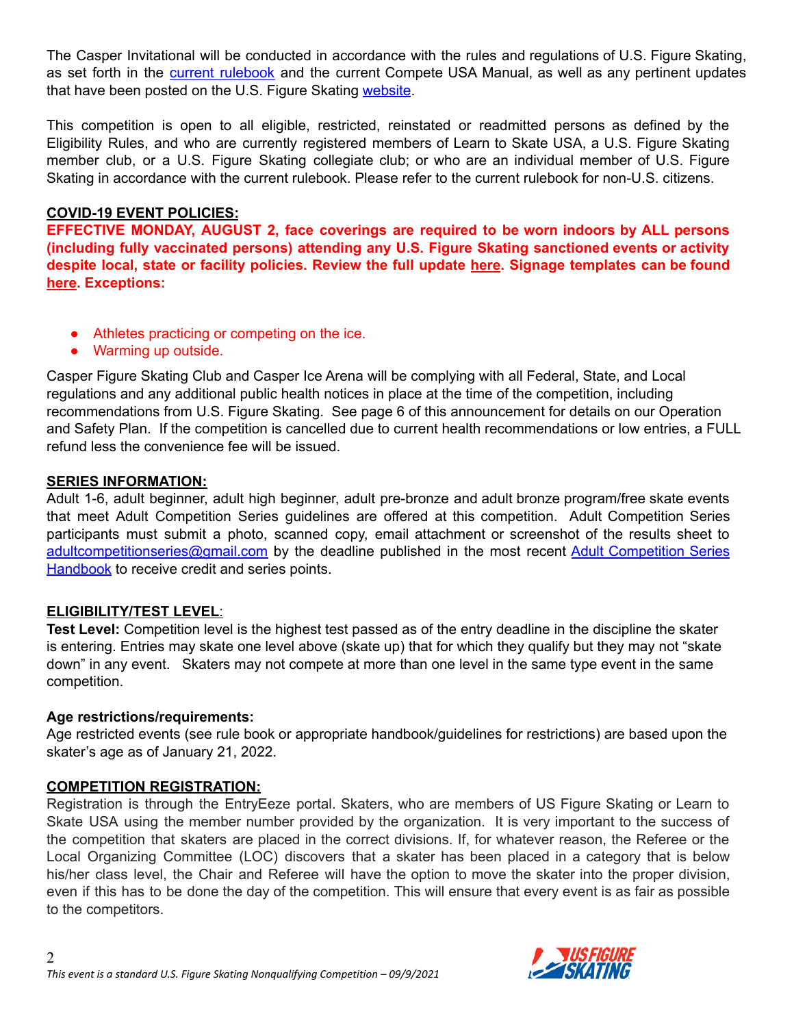The Casper Invitational will be conducted in accordance with the rules and regulations of U.S. Figure Skating, as set forth in the current rulebook and the current Compete USA Manual, as well as any pertinent updates that have been posted on the U.S. Figure Skating website.

This competition is open to all eligible, restricted, reinstated or readmitted persons as defined by the Eligibility Rules, and who are currently registered members of Learn to Skate USA, a U.S. Figure Skating member club, or a U.S. Figure Skating collegiate club; or who are an individual member of U.S. Figure Skating in accordance with the current rulebook. Please refer to the current rulebook for non-U.S. citizens.

## COVID-19 EVENT POLICIES:

**EFFECTIVE MONDAY, AUGUST 2, face coverings are required to be worn indoors by ALL persons (including fully vaccinated persons) attending any U.S. Figure Skating sanctioned events or activity despite local, state or facility policies. Review the full update here. Signage templates can be found here. Exceptions:**

- Athletes practicing or competing on the ice.
- Warming up outside.

Casper Figure Skating Club and Casper Ice Arena will be complying with all Federal, State, and Local regulations and any additional public health notices in place at the time of the competition, including recommendations from U.S. Figure Skating. See page 6 of this announcement for details on our Operation and Safety Plan. If the competition is cancelled due to current health recommendations or low entries, a FULL refund less the convenience fee will be issued.

## SERIES INFORMATION:

Adult 1-6, adult beginner, adult high beginner, adult pre-bronze and adult bronze program/free skate events that meet Adult Competition Series guidelines are offered at this competition. Adult Competition Series participants must submit a photo, scanned copy, email attachment or screenshot of the results sheet to adultcompetitionseries@gmail.com by the deadline published in the most recent Adult Competition Series Handbook to receive credit and series points.

## ELIGIBILITY/TEST LEVEL:

**Test Level:** Competition level is the highest test passed as of the entry deadline in the discipline the skater is entering. Entries may skate one level above (skate up) that for which they qualify but they may not "skate down" in any event. Skaters may not compete at more than one level in the same type event in the same competition.

**Age restrictions/requirements:**

Age restricted events (see rule book or appropriate handbook/guidelines for restrictions) are based upon the skater's age as of January 21, 2022.

## COMPETITION REGISTRATION:

Registration is through the EntryEeze portal. Skaters, who are members of US Figure Skating or Learn to Skate USA using the member number provided by the organization. It is very important to the success of the competition that skaters are placed in the correct divisions. If, for whatever reason, the Referee or the Local Organizing Committee (LOC) discovers that a skater has been placed in a category that is below his/her class level, the Chair and Referee will have the option to move the skater into the proper division, even if this has to be done the day of the competition. This will ensure that every event is as fair as possible to the competitors.

*This event is a standard U.S. Figure Skating Nonqualifying Competition – 09/9/2021*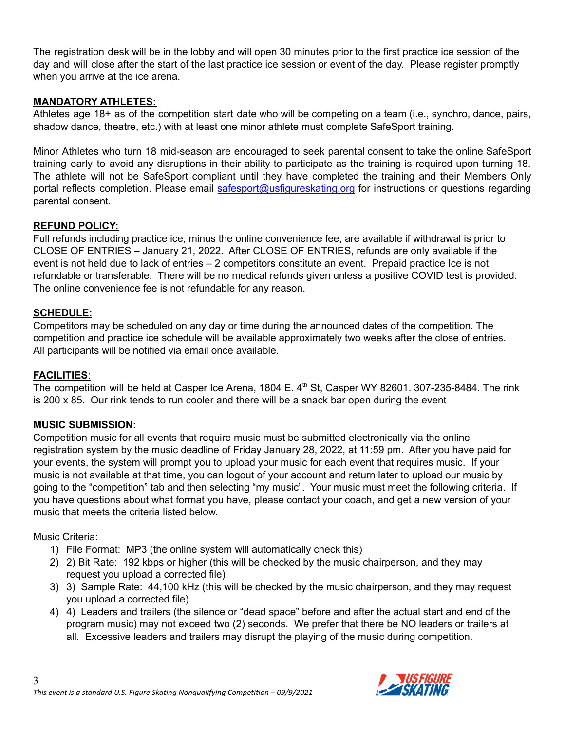The registration desk will be in the lobby and will open 30 minutes prior to the first practice ice session of the day and will close after the start of the last practice ice session or event of the day. Please register promptly when you arrive at the ice arena.

**MANDATORY ATHLETES:**

Athletes age 18+ as of the competition start date who will be competing on a team (i.e., synchro, dance, pairs, shadow dance, theatre, etc.) with at least one minor athlete must complete SafeSport training.

Minor Athletes who turn 18 mid-season are encouraged to seek parental consent to take the online SafeSport training early to avoid any disruptions in their ability to participate as the training is required upon turning 18. The athlete will not be SafeSport compliant until they have completed the training and their Members Only portal reflects completion. Please email safesport@usfigureskating.org for instructions or questions regarding parental consent.

**REFUND POLICY:**

Full refunds including practice ice, minus the online convenience fee, are available if withdrawal is prior to CLOSE OF ENTRIES – January 21, 2022. After CLOSE OF ENTRIES, refunds are only available if the event is not held due to lack of entries – 2 competitors constitute an event. Prepaid practice Ice is not refundable or transferable. There will be no medical refunds given unless a positive COVID test is provided. The online convenience fee is not refundable for any reason.

**SCHEDULE:**

Competitors may be scheduled on any day or time during the announced dates of the competition. The competition and practice ice schedule will be available approximately two weeks after the close of entries. All participants will be notified via email once available.

**FACILITIES**:

The competition will be held at Casper Ice Arena, 1804 E. 4th St, Casper WY 82601. 307-235-8484. The rink is 200 x 85. Our rink tends to run cooler and there will be a snack bar open during the event

**MUSIC SUBMISSION:**

Competition music for all events that require music must be submitted electronically via the online registration system by the music deadline of Friday January 28, 2022, at 11:59 pm. After you have paid for your events, the system will prompt you to upload your music for each event that requires music. If your music is not available at that time, you can logout of your account and return later to upload our music by going to the "competition" tab and then selecting "my music". Your music must meet the following criteria. If you have questions about what format you have, please contact your coach, and get a new version of your music that meets the criteria listed below.

Music Criteria:

1) File Format: MP3 (the online system will automatically check this)
2) 2) Bit Rate: 192 kbps or higher (this will be checked by the music chairperson, and they may request you upload a corrected file)
3) 3) Sample Rate: 44,100 kHz (this will be checked by the music chairperson, and they may request you upload a corrected file)
4) 4) Leaders and trailers (the silence or "dead space" before and after the actual start and end of the program music) may not exceed two (2) seconds. We prefer that there be NO leaders or trailers at all. Excessive leaders and trailers may disrupt the playing of the music during competition.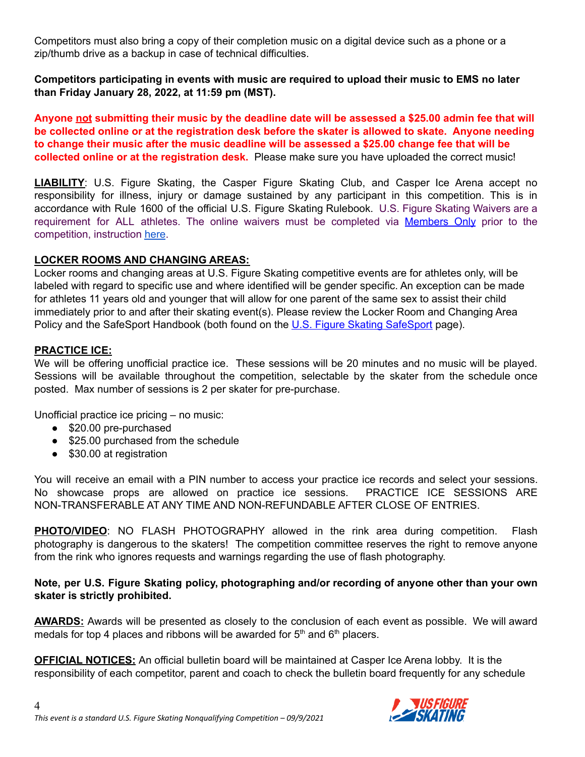Competitors must also bring a copy of their completion music on a digital device such as a phone or a zip/thumb drive as a backup in case of technical difficulties.

**Competitors participating in events with music are required to upload their music to EMS no later than Friday January 28, 2022, at 11:59 pm (MST).**

**Anyone not submitting their music by the deadline date will be assessed a $25.00 admin fee that will be collected online or at the registration desk before the skater is allowed to skate. Anyone needing to change their music after the music deadline will be assessed a $25.00 change fee that will be collected online or at the registration desk.** Please make sure you have uploaded the correct music!

**LIABILITY**: U.S. Figure Skating, the Casper Figure Skating Club, and Casper Ice Arena accept no responsibility for illness, injury or damage sustained by any participant in this competition. This is in accordance with Rule 1600 of the official U.S. Figure Skating Rulebook. U.S. Figure Skating Waivers are a requirement for ALL athletes. The online waivers must be completed via Members Only prior to the competition, instruction here.

**LOCKER ROOMS AND CHANGING AREAS:**

Locker rooms and changing areas at U.S. Figure Skating competitive events are for athletes only, will be labeled with regard to specific use and where identified will be gender specific. An exception can be made for athletes 11 years old and younger that will allow for one parent of the same sex to assist their child immediately prior to and after their skating event(s). Please review the Locker Room and Changing Area Policy and the SafeSport Handbook (both found on the U.S. Figure Skating SafeSport page).

**PRACTICE ICE:**

We will be offering unofficial practice ice. These sessions will be 20 minutes and no music will be played. Sessions will be available throughout the competition, selectable by the skater from the schedule once posted. Max number of sessions is 2 per skater for pre-purchase.

Unofficial practice ice pricing – no music:

- $20.00 pre-purchased
- $25.00 purchased from the schedule
- $30.00 at registration

You will receive an email with a PIN number to access your practice ice records and select your sessions. No showcase props are allowed on practice ice sessions. PRACTICE ICE SESSIONS ARE NON-TRANSFERABLE AT ANY TIME AND NON-REFUNDABLE AFTER CLOSE OF ENTRIES.

**PHOTO/VIDEO**: NO FLASH PHOTOGRAPHY allowed in the rink area during competition. Flash photography is dangerous to the skaters! The competition committee reserves the right to remove anyone from the rink who ignores requests and warnings regarding the use of flash photography.

**Note, per U.S. Figure Skating policy, photographing and/or recording of anyone other than your own skater is strictly prohibited.**

**AWARDS:** Awards will be presented as closely to the conclusion of each event as possible. We will award medals for top 4 places and ribbons will be awarded for 5th and 6th placers.

**OFFICIAL NOTICES:** An official bulletin board will be maintained at Casper Ice Arena lobby. It is the responsibility of each competitor, parent and coach to check the bulletin board frequently for any schedule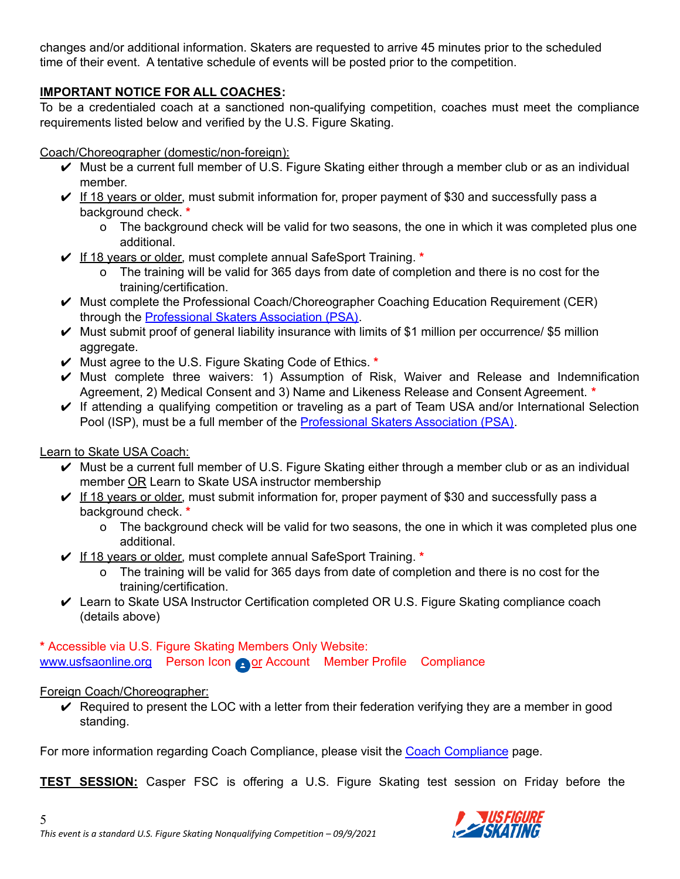changes and/or additional information. Skaters are requested to arrive 45 minutes prior to the scheduled time of their event. A tentative schedule of events will be posted prior to the competition.

**IMPORTANT NOTICE FOR ALL COACHES:**
To be a credentialed coach at a sanctioned non-qualifying competition, coaches must meet the compliance requirements listed below and verified by the U.S. Figure Skating.

Coach/Choreographer (domestic/non-foreign):

- ✔ Must be a current full member of U.S. Figure Skating either through a member club or as an individual member.
- ✔ If 18 years or older, must submit information for, proper payment of $30 and successfully pass a background check. *
    - o The background check will be valid for two seasons, the one in which it was completed plus one additional.
- ✔ If 18 years or older, must complete annual SafeSport Training. *
    - o The training will be valid for 365 days from date of completion and there is no cost for the training/certification.
- ✔ Must complete the Professional Coach/Choreographer Coaching Education Requirement (CER) through the Professional Skaters Association (PSA).
- ✔ Must submit proof of general liability insurance with limits of $1 million per occurrence/ $5 million aggregate.
- ✔ Must agree to the U.S. Figure Skating Code of Ethics. *
- ✔ Must complete three waivers: 1) Assumption of Risk, Waiver and Release and Indemnification Agreement, 2) Medical Consent and 3) Name and Likeness Release and Consent Agreement. *
- ✔ If attending a qualifying competition or traveling as a part of Team USA and/or International Selection Pool (ISP), must be a full member of the Professional Skaters Association (PSA).

Learn to Skate USA Coach:

- ✔ Must be a current full member of U.S. Figure Skating either through a member club or as an individual member OR Learn to Skate USA instructor membership
- ✔ If 18 years or older, must submit information for, proper payment of $30 and successfully pass a background check. *
    - o The background check will be valid for two seasons, the one in which it was completed plus one additional.
- ✔ If 18 years or older, must complete annual SafeSport Training. *
    - o The training will be valid for 365 days from date of completion and there is no cost for the training/certification.
- ✔ Learn to Skate USA Instructor Certification completed OR U.S. Figure Skating compliance coach (details above)

\* Accessible via U.S. Figure Skating Members Only Website:
www.usfsaonline.org  Person Icon or Account  Member Profile  Compliance

Foreign Coach/Choreographer:

- ✔ Required to present the LOC with a letter from their federation verifying they are a member in good standing.

For more information regarding Coach Compliance, please visit the Coach Compliance page.

**TEST SESSION:** Casper FSC is offering a U.S. Figure Skating test session on Friday before the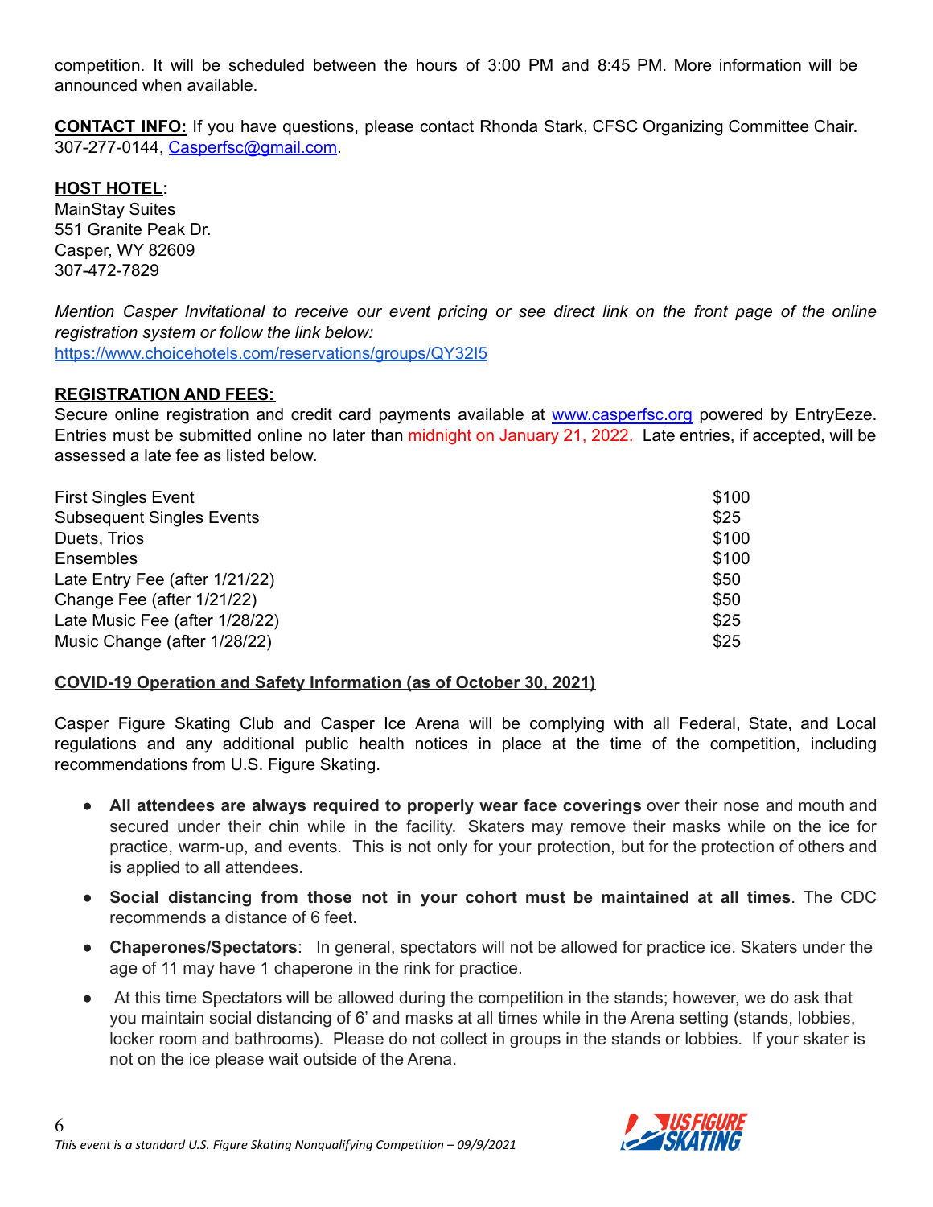competition. It will be scheduled between the hours of 3:00 PM and 8:45 PM. More information will be announced when available.

**CONTACT INFO:** If you have questions, please contact Rhonda Stark, CFSC Organizing Committee Chair. 307-277-0144, Casperfsc@gmail.com.

**HOST HOTEL:**
MainStay Suites
551 Granite Peak Dr.
Casper, WY 82609
307-472-7829

*Mention Casper Invitational to receive our event pricing or see direct link on the front page of the online registration system or follow the link below:*
https://www.choicehotels.com/reservations/groups/QY32I5

**REGISTRATION AND FEES:**
Secure online registration and credit card payments available at www.casperfsc.org powered by EntryEeze. Entries must be submitted online no later than midnight on January 21, 2022. Late entries, if accepted, will be assessed a late fee as listed below.

| | |
|---|---|
| First Singles Event | $100 |
| Subsequent Singles Events | $25 |
| Duets, Trios | $100 |
| Ensembles | $100 |
| Late Entry Fee (after 1/21/22) | $50 |
| Change Fee (after 1/21/22) | $50 |
| Late Music Fee (after 1/28/22) | $25 |
| Music Change (after 1/28/22) | $25 |

**COVID-19 Operation and Safety Information (as of October 30, 2021)**

Casper Figure Skating Club and Casper Ice Arena will be complying with all Federal, State, and Local regulations and any additional public health notices in place at the time of the competition, including recommendations from U.S. Figure Skating.

- **All attendees are always required to properly wear face coverings** over their nose and mouth and secured under their chin while in the facility. Skaters may remove their masks while on the ice for practice, warm-up, and events. This is not only for your protection, but for the protection of others and is applied to all attendees.
- **Social distancing from those not in your cohort must be maintained at all times**. The CDC recommends a distance of 6 feet.
- **Chaperones/Spectators**: In general, spectators will not be allowed for practice ice. Skaters under the age of 11 may have 1 chaperone in the rink for practice.
- At this time Spectators will be allowed during the competition in the stands; however, we do ask that you maintain social distancing of 6' and masks at all times while in the Arena setting (stands, lobbies, locker room and bathrooms). Please do not collect in groups in the stands or lobbies. If your skater is not on the ice please wait outside of the Arena.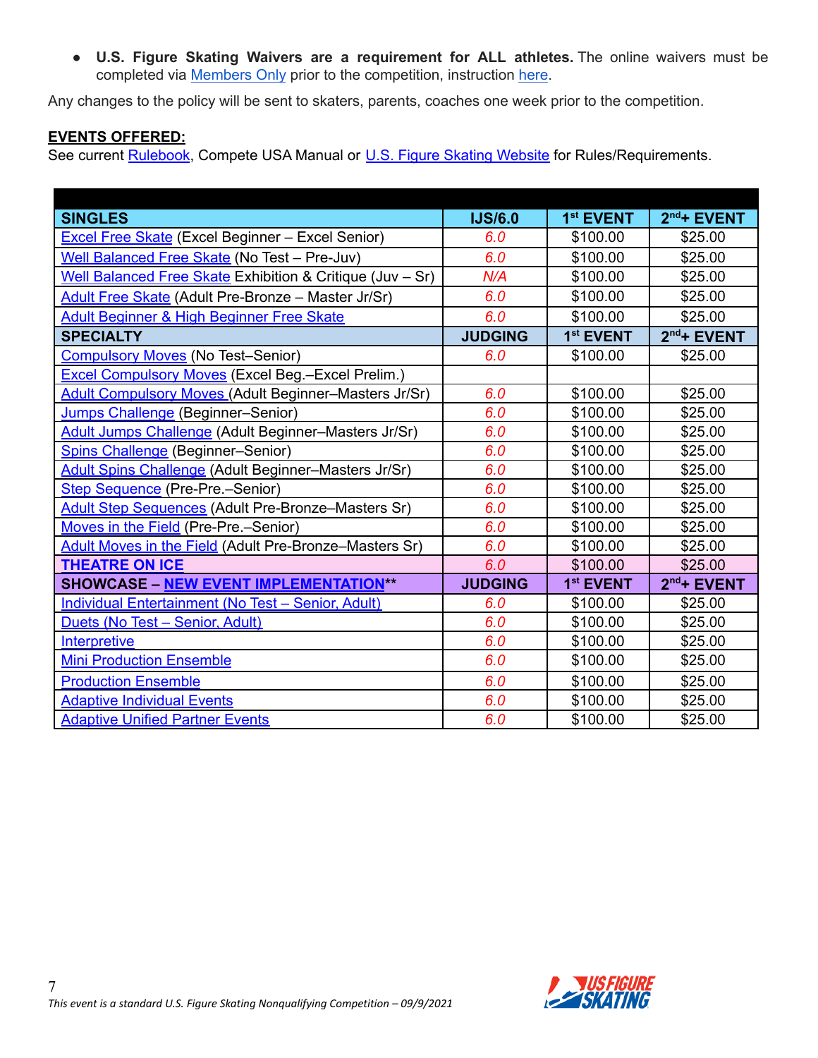- **U.S. Figure Skating Waivers are a requirement for ALL athletes.** The online waivers must be completed via Members Only prior to the competition, instruction here.

Any changes to the policy will be sent to skaters, parents, coaches one week prior to the competition.

**EVENTS OFFERED:**

See current Rulebook, Compete USA Manual or U.S. Figure Skating Website for Rules/Requirements.

| SINGLES | IJS/6.0 | 1st EVENT | 2nd+ EVENT |
|---|---|---|---|
| Excel Free Skate (Excel Beginner – Excel Senior) | 6.0 | $100.00 | $25.00 |
| Well Balanced Free Skate (No Test – Pre-Juv) | 6.0 | $100.00 | $25.00 |
| Well Balanced Free Skate Exhibition & Critique (Juv – Sr) | N/A | $100.00 | $25.00 |
| Adult Free Skate (Adult Pre-Bronze – Master Jr/Sr) | 6.0 | $100.00 | $25.00 |
| Adult Beginner & High Beginner Free Skate | 6.0 | $100.00 | $25.00 |
| **SPECIALTY** | **JUDGING** | **1st EVENT** | **2nd+ EVENT** |
| Compulsory Moves (No Test–Senior) | 6.0 | $100.00 | $25.00 |
| Excel Compulsory Moves (Excel Beg.–Excel Prelim.) | | | |
| Adult Compulsory Moves (Adult Beginner–Masters Jr/Sr) | 6.0 | $100.00 | $25.00 |
| Jumps Challenge (Beginner–Senior) | 6.0 | $100.00 | $25.00 |
| Adult Jumps Challenge (Adult Beginner–Masters Jr/Sr) | 6.0 | $100.00 | $25.00 |
| Spins Challenge (Beginner–Senior) | 6.0 | $100.00 | $25.00 |
| Adult Spins Challenge (Adult Beginner–Masters Jr/Sr) | 6.0 | $100.00 | $25.00 |
| Step Sequence (Pre-Pre.–Senior) | 6.0 | $100.00 | $25.00 |
| Adult Step Sequences (Adult Pre-Bronze–Masters Sr) | 6.0 | $100.00 | $25.00 |
| Moves in the Field (Pre-Pre.–Senior) | 6.0 | $100.00 | $25.00 |
| Adult Moves in the Field (Adult Pre-Bronze–Masters Sr) | 6.0 | $100.00 | $25.00 |
| **THEATRE ON ICE** | 6.0 | $100.00 | $25.00 |
| **SHOWCASE – NEW EVENT IMPLEMENTATION**\** | **JUDGING** | **1st EVENT** | **2nd+ EVENT** |
| Individual Entertainment (No Test – Senior, Adult) | 6.0 | $100.00 | $25.00 |
| Duets (No Test – Senior, Adult) | 6.0 | $100.00 | $25.00 |
| Interpretive | 6.0 | $100.00 | $25.00 |
| Mini Production Ensemble | 6.0 | $100.00 | $25.00 |
| Production Ensemble | 6.0 | $100.00 | $25.00 |
| Adaptive Individual Events | 6.0 | $100.00 | $25.00 |
| Adaptive Unified Partner Events | 6.0 | $100.00 | $25.00 |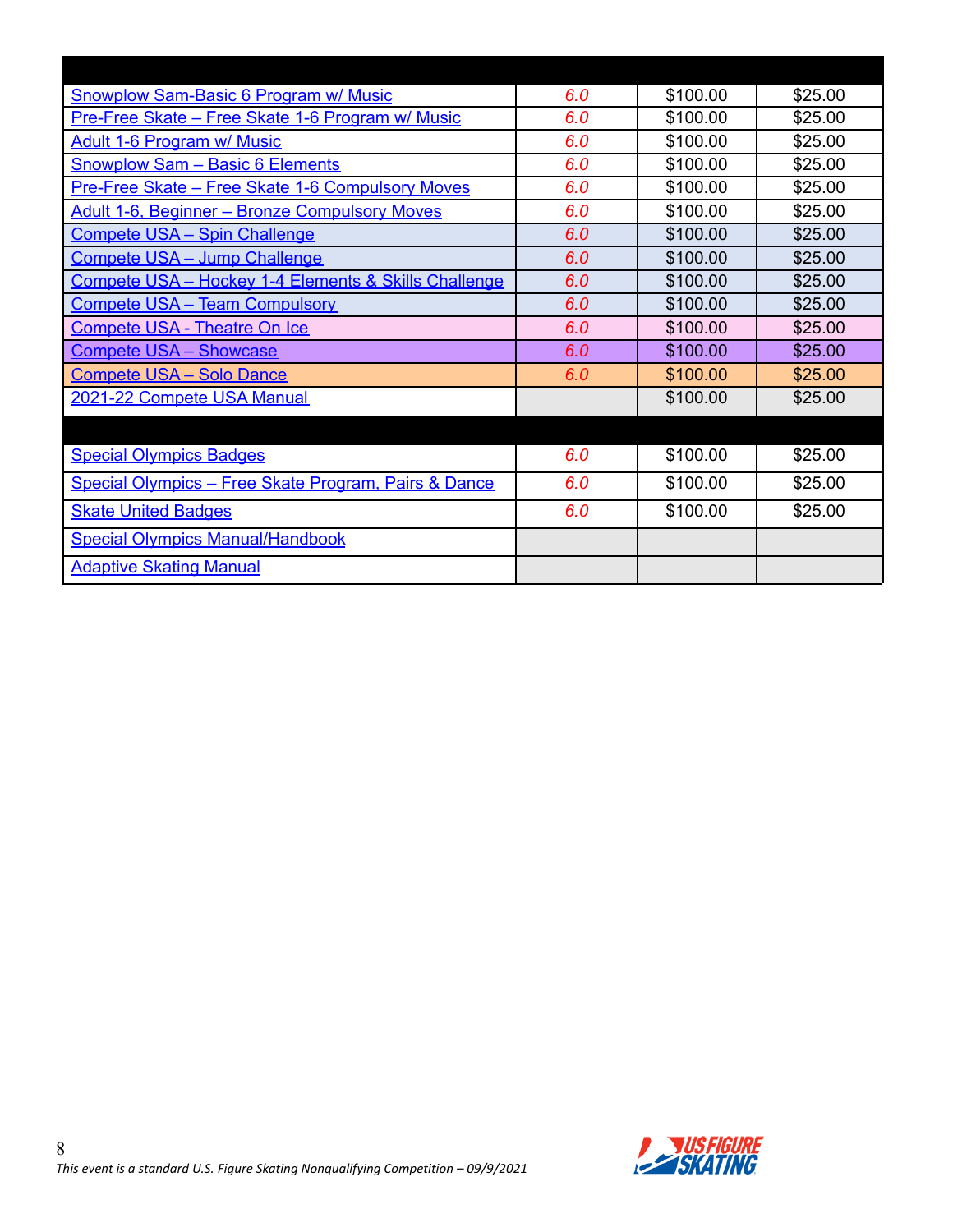| | | | |
|---|---|---|---|
| Snowplow Sam-Basic 6 Program w/ Music | *6.0* | $100.00 | $25.00 |
| Pre-Free Skate – Free Skate 1-6 Program w/ Music | *6.0* | $100.00 | $25.00 |
| Adult 1-6 Program w/ Music | *6.0* | $100.00 | $25.00 |
| Snowplow Sam – Basic 6 Elements | *6.0* | $100.00 | $25.00 |
| Pre-Free Skate – Free Skate 1-6 Compulsory Moves | *6.0* | $100.00 | $25.00 |
| Adult 1-6, Beginner – Bronze Compulsory Moves | *6.0* | $100.00 | $25.00 |
| Compete USA – Spin Challenge | *6.0* | $100.00 | $25.00 |
| Compete USA – Jump Challenge | *6.0* | $100.00 | $25.00 |
| Compete USA – Hockey 1-4 Elements & Skills Challenge | *6.0* | $100.00 | $25.00 |
| Compete USA – Team Compulsory | *6.0* | $100.00 | $25.00 |
| Compete USA - Theatre On Ice | *6.0* | $100.00 | $25.00 |
| Compete USA – Showcase | *6.0* | $100.00 | $25.00 |
| Compete USA – Solo Dance | *6.0* | $100.00 | $25.00 |
| 2021-22 Compete USA Manual | | $100.00 | $25.00 |
| | | | |
| Special Olympics Badges | *6.0* | $100.00 | $25.00 |
| Special Olympics – Free Skate Program, Pairs & Dance | *6.0* | $100.00 | $25.00 |
| Skate United Badges | *6.0* | $100.00 | $25.00 |
| Special Olympics Manual/Handbook | | | |
| Adaptive Skating Manual | | | |

*This event is a standard U.S. Figure Skating Nonqualifying Competition – 09/9/2021*